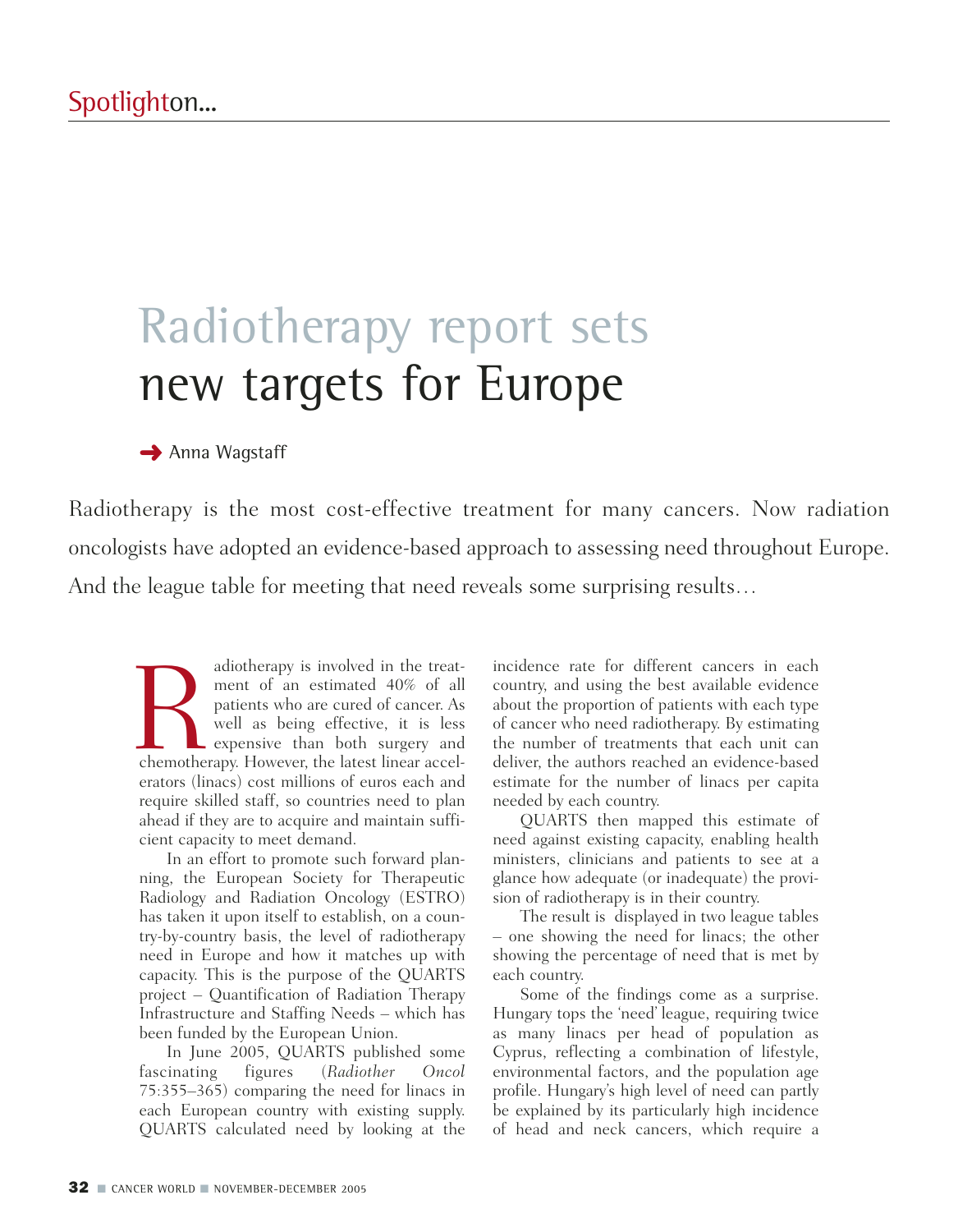Spotlight on...

# Radiotherapy report sets new targets for Europe

➜ Anna Wagstaff

Radiotherapy is the most cost-effective treatment for many cancers. Now radiation oncologists have adopted an evidence-based approach to assessing need throughout Europe. And the league table for meeting that need reveals some surprising results…

Radiotherapy is involved in the treatment of an estimated 40% of all patients who are cured of cancer. As well as being effective, it is less expensive than both surgery and chemotherapy. However, the latest linear accelerators (linacs) cost millions of euros each and require skilled staff, so countries need to plan ahead if they are to acquire and maintain sufficient capacity to meet demand.

In an effort to promote such forward planning, the European Society for Therapeutic Radiology and Radiation Oncology (ESTRO) has taken it upon itself to establish, on a country-by-country basis, the level of radiotherapy need in Europe and how it matches up with capacity. This is the purpose of the QUARTS project – Quantification of Radiation Therapy Infrastructure and Staffing Needs – which has been funded by the European Union.

In June 2005, QUARTS published some fascinating figures (*Radiother Oncol* 75:355–365) comparing the need for linacs in each European country with existing supply. QUARTS calculated need by looking at the incidence rate for different cancers in each country, and using the best available evidence about the proportion of patients with each type of cancer who need radiotherapy. By estimating the number of treatments that each unit can deliver, the authors reached an evidence-based estimate for the number of linacs per capita needed by each country.

QUARTS then mapped this estimate of need against existing capacity, enabling health ministers, clinicians and patients to see at a glance how adequate (or inadequate) the provision of radiotherapy is in their country.

The result is displayed in two league tables – one showing the need for linacs; the other showing the percentage of need that is met by each country.

Some of the findings come as a surprise. Hungary tops the 'need' league, requiring twice as many linacs per head of population as Cyprus, reflecting a combination of lifestyle, environmental factors, and the population age profile. Hungary's high level of need can partly be explained by its particularly high incidence of head and neck cancers, which require a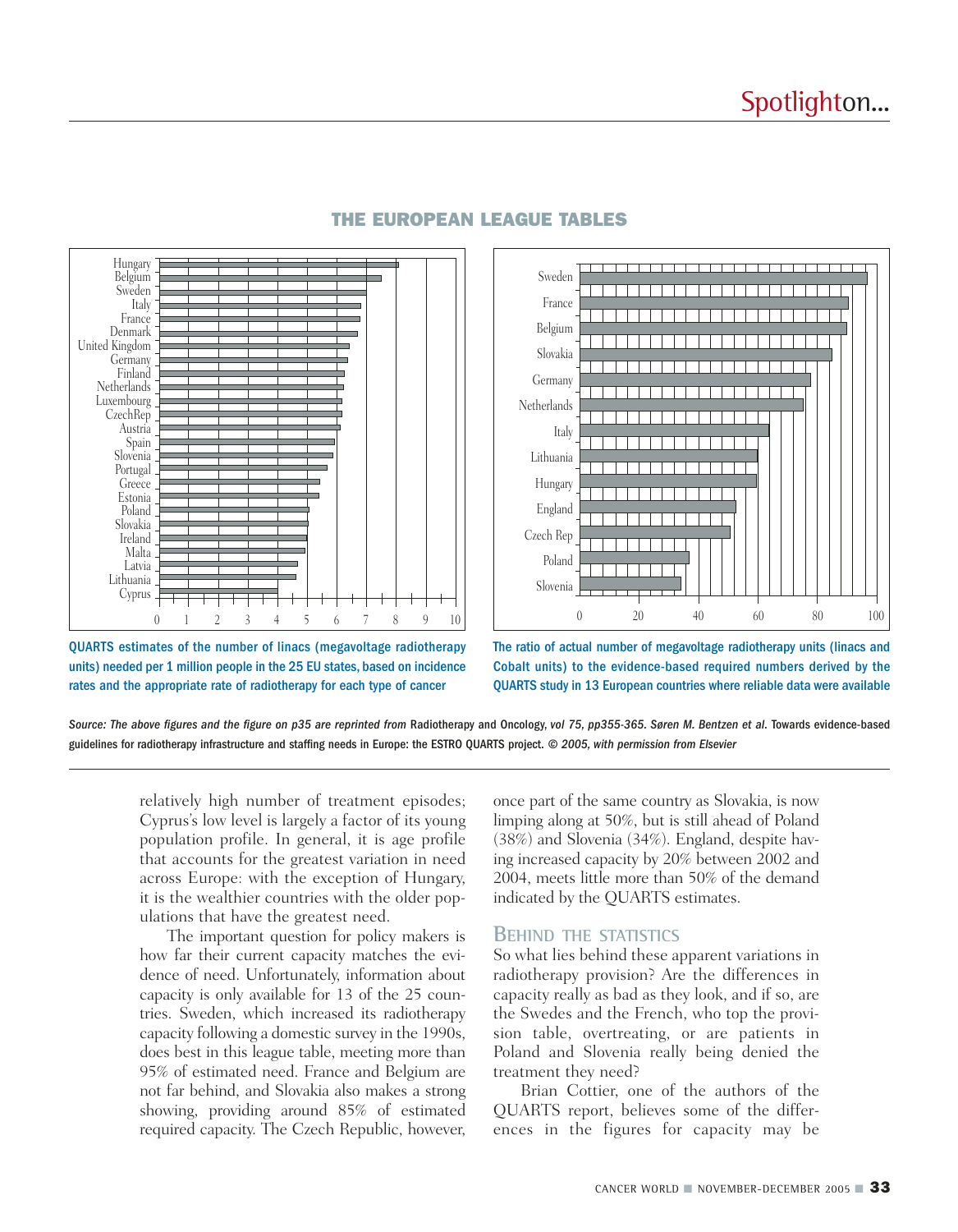## THE EUROPEAN LEAGUE TABLES

QUARTS estimates of the number of linacs (megavoltage radiotherapy units) needed per 1 million people in the 25 EU states, based on incidence rates and the appropriate rate of radiotherapy for each type of cancer

The ratio of actual number of megavoltage radiotherapy units (linacs and Cobalt units) to the evidence-based required numbers derived by the QUARTS study in 13 European countries where reliable data were available

*Source: The above figures and the figure on p35 are reprinted from* Radiotherapy and Oncology, *vol 75, pp355-365. Søren M. Bentzen et al.* Towards evidence-based guidelines for radiotherapy infrastructure and staffing needs in Europe: the ESTRO QUARTS project. *© 2005, with permission from Elsevier*

relatively high number of treatment episodes; Cyprus's low level is largely a factor of its young population profile. In general, it is age profile that accounts for the greatest variation in need across Europe: with the exception of Hungary, it is the wealthier countries with the older populations that have the greatest need.

The important question for policy makers is how far their current capacity matches the evidence of need. Unfortunately, information about capacity is only available for 13 of the 25 countries. Sweden, which increased its radiotherapy capacity following a domestic survey in the 1990s, does best in this league table, meeting more than 95% of estimated need. France and Belgium are not far behind, and Slovakia also makes a strong showing, providing around 85% of estimated required capacity. The Czech Republic, however, once part of the same country as Slovakia, is now limping along at 50%, but is still ahead of Poland (38%) and Slovenia (34%). England, despite having increased capacity by 20% between 2002 and 2004, meets little more than 50% of the demand indicated by the QUARTS estimates.

### BEHIND THE STATISTICS

So what lies behind these apparent variations in radiotherapy provision? Are the differences in capacity really as bad as they look, and if so, are the Swedes and the French, who top the provision table, overtreating, or are patients in Poland and Slovenia really being denied the treatment they need?

Brian Cottier, one of the authors of the QUARTS report, believes some of the differences in the figures for capacity may be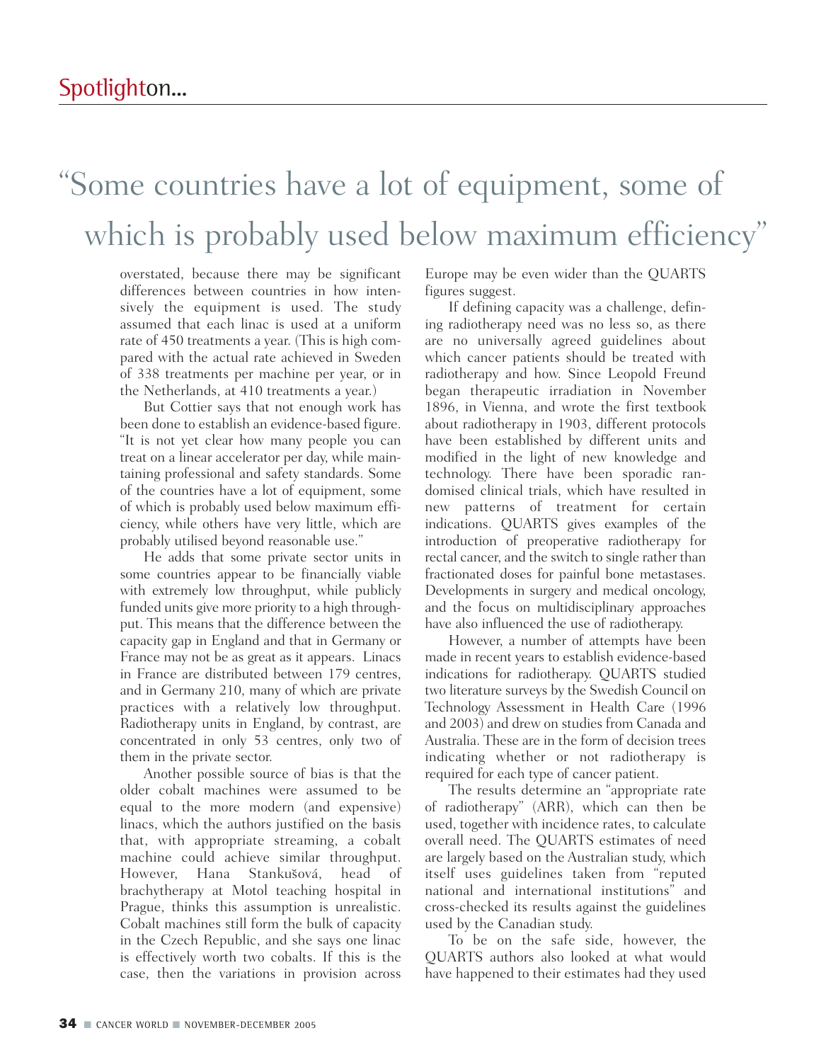> "Some countries have a lot of equipment, some of which is probably used below maximum efficiency"

overstated, because there may be significant differences between countries in how intensively the equipment is used. The study assumed that each linac is used at a uniform rate of 450 treatments a year. (This is high compared with the actual rate achieved in Sweden of 338 treatments per machine per year, or in the Netherlands, at 410 treatments a year.)

But Cottier says that not enough work has been done to establish an evidence-based figure. "It is not yet clear how many people you can treat on a linear accelerator per day, while maintaining professional and safety standards. Some of the countries have a lot of equipment, some of which is probably used below maximum efficiency, while others have very little, which are probably utilised beyond reasonable use."

He adds that some private sector units in some countries appear to be financially viable with extremely low throughput, while publicly funded units give more priority to a high throughput. This means that the difference between the capacity gap in England and that in Germany or France may not be as great as it appears. Linacs in France are distributed between 179 centres, and in Germany 210, many of which are private practices with a relatively low throughput. Radiotherapy units in England, by contrast, are concentrated in only 53 centres, only two of them in the private sector.

Another possible source of bias is that the older cobalt machines were assumed to be equal to the more modern (and expensive) linacs, which the authors justified on the basis that, with appropriate streaming, a cobalt machine could achieve similar throughput. However, Hana Stankušová, head of brachytherapy at Motol teaching hospital in Prague, thinks this assumption is unrealistic. Cobalt machines still form the bulk of capacity in the Czech Republic, and she says one linac is effectively worth two cobalts. If this is the case, then the variations in provision across Europe may be even wider than the QUARTS figures suggest.

If defining capacity was a challenge, defining radiotherapy need was no less so, as there are no universally agreed guidelines about which cancer patients should be treated with radiotherapy and how. Since Leopold Freund began therapeutic irradiation in November 1896, in Vienna, and wrote the first textbook about radiotherapy in 1903, different protocols have been established by different units and modified in the light of new knowledge and technology. There have been sporadic randomised clinical trials, which have resulted in new patterns of treatment for certain indications. QUARTS gives examples of the introduction of preoperative radiotherapy for rectal cancer, and the switch to single rather than fractionated doses for painful bone metastases. Developments in surgery and medical oncology, and the focus on multidisciplinary approaches have also influenced the use of radiotherapy.

However, a number of attempts have been made in recent years to establish evidence-based indications for radiotherapy. QUARTS studied two literature surveys by the Swedish Council on Technology Assessment in Health Care (1996 and 2003) and drew on studies from Canada and Australia. These are in the form of decision trees indicating whether or not radiotherapy is required for each type of cancer patient.

The results determine an "appropriate rate of radiotherapy" (ARR), which can then be used, together with incidence rates, to calculate overall need. The QUARTS estimates of need are largely based on the Australian study, which itself uses guidelines taken from "reputed national and international institutions" and cross-checked its results against the guidelines used by the Canadian study.

To be on the safe side, however, the QUARTS authors also looked at what would have happened to their estimates had they used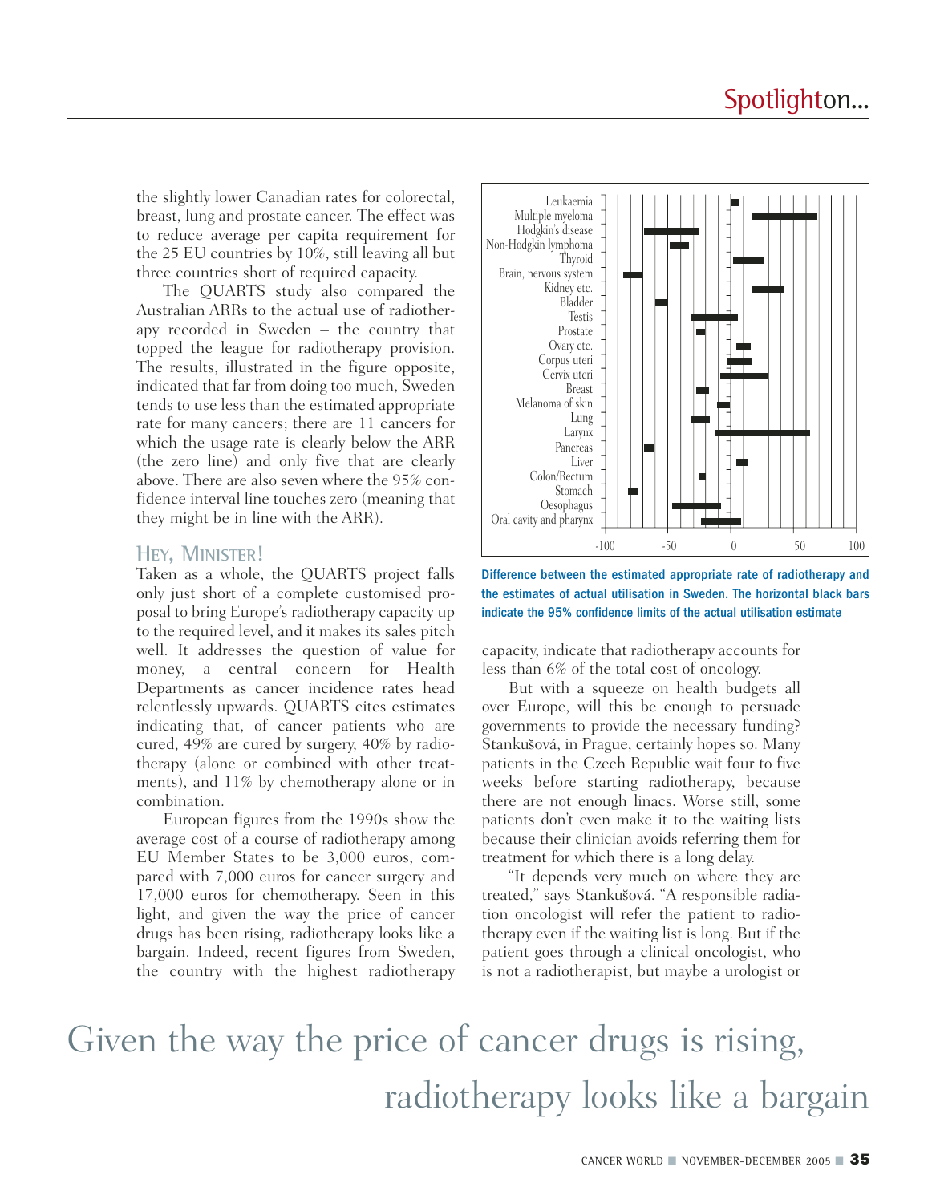the slightly lower Canadian rates for colorectal, breast, lung and prostate cancer. The effect was to reduce average per capita requirement for the 25 EU countries by 10%, still leaving all but three countries short of required capacity.

The QUARTS study also compared the Australian ARRs to the actual use of radiotherapy recorded in Sweden – the country that topped the league for radiotherapy provision. The results, illustrated in the figure opposite, indicated that far from doing too much, Sweden tends to use less than the estimated appropriate rate for many cancers; there are 11 cancers for which the usage rate is clearly below the ARR (the zero line) and only five that are clearly above. There are also seven where the 95% confidence interval line touches zero (meaning that they might be in line with the ARR).

## HEY, MINISTER!

Taken as a whole, the QUARTS project falls only just short of a complete customised proposal to bring Europe's radiotherapy capacity up to the required level, and it makes its sales pitch well. It addresses the question of value for money, a central concern for Health Departments as cancer incidence rates head relentlessly upwards. QUARTS cites estimates indicating that, of cancer patients who are cured, 49% are cured by surgery, 40% by radiotherapy (alone or combined with other treatments), and 11% by chemotherapy alone or in combination.

European figures from the 1990s show the average cost of a course of radiotherapy among EU Member States to be 3,000 euros, compared with 7,000 euros for cancer surgery and 17,000 euros for chemotherapy. Seen in this light, and given the way the price of cancer drugs has been rising, radiotherapy looks like a bargain. Indeed, recent figures from Sweden, the country with the highest radiotherapy capacity, indicate that radiotherapy accounts for less than 6% of the total cost of oncology.

But with a squeeze on health budgets all over Europe, will this be enough to persuade governments to provide the necessary funding? Stankušová, in Prague, certainly hopes so. Many patients in the Czech Republic wait four to five weeks before starting radiotherapy, because there are not enough linacs. Worse still, some patients don't even make it to the waiting lists because their clinician avoids referring them for treatment for which there is a long delay.

"It depends very much on where they are treated," says Stankušová. "A responsible radiation oncologist will refer the patient to radiotherapy even if the waiting list is long. But if the patient goes through a clinical oncologist, who is not a radiotherapist, but maybe a urologist or

Leukaemia, Multiple myeloma, Hodgkin's disease, Non-Hodgkin lymphoma, Thyroid, Brain, nervous system, Kidney etc., Bladder, Testis, Prostate, Ovary etc., Corpus uteri, Cervix uteri, Breast, Melanoma of skin, Lung, Larynx, Pancreas, Liver, Colon/Rectum, Stomach, Oesophagus, Oral cavity and pharynx

-100 -50 0 50 100

Difference between the estimated appropriate rate of radiotherapy and the estimates of actual utilisation in Sweden. The horizontal black bars indicate the 95% confidence limits of the actual utilisation estimate

Given the way the price of cancer drugs is rising, radiotherapy looks like a bargain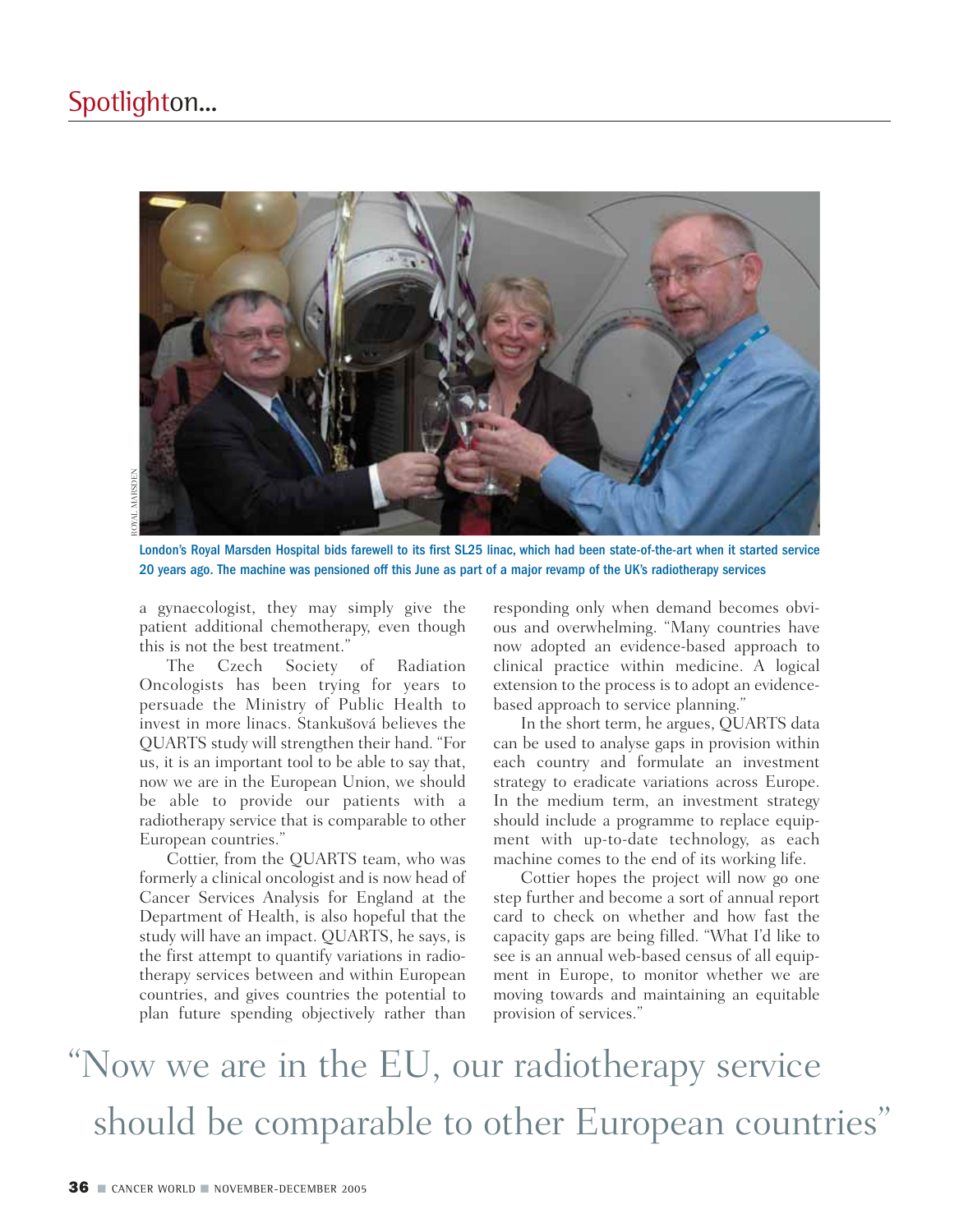London's Royal Marsden Hospital bids farewell to its first SL25 linac, which had been state-of-the-art when it started service 20 years ago. The machine was pensioned off this June as part of a major revamp of the UK's radiotherapy services

a gynaecologist, they may simply give the patient additional chemotherapy, even though this is not the best treatment."

The Czech Society of Radiation Oncologists has been trying for years to persuade the Ministry of Public Health to invest in more linacs. Stankušová believes the QUARTS study will strengthen their hand. "For us, it is an important tool to be able to say that, now we are in the European Union, we should be able to provide our patients with a radiotherapy service that is comparable to other European countries."

Cottier, from the QUARTS team, who was formerly a clinical oncologist and is now head of Cancer Services Analysis for England at the Department of Health, is also hopeful that the study will have an impact. QUARTS, he says, is the first attempt to quantify variations in radiotherapy services between and within European countries, and gives countries the potential to plan future spending objectively rather than responding only when demand becomes obvious and overwhelming. "Many countries have now adopted an evidence-based approach to clinical practice within medicine. A logical extension to the process is to adopt an evidence-based approach to service planning."

In the short term, he argues, QUARTS data can be used to analyse gaps in provision within each country and formulate an investment strategy to eradicate variations across Europe. In the medium term, an investment strategy should include a programme to replace equipment with up-to-date technology, as each machine comes to the end of its working life.

Cottier hopes the project will now go one step further and become a sort of annual report card to check on whether and how fast the capacity gaps are being filled. "What I'd like to see is an annual web-based census of all equipment in Europe, to monitor whether we are moving towards and maintaining an equitable provision of services."

> "Now we are in the EU, our radiotherapy service should be comparable to other European countries"